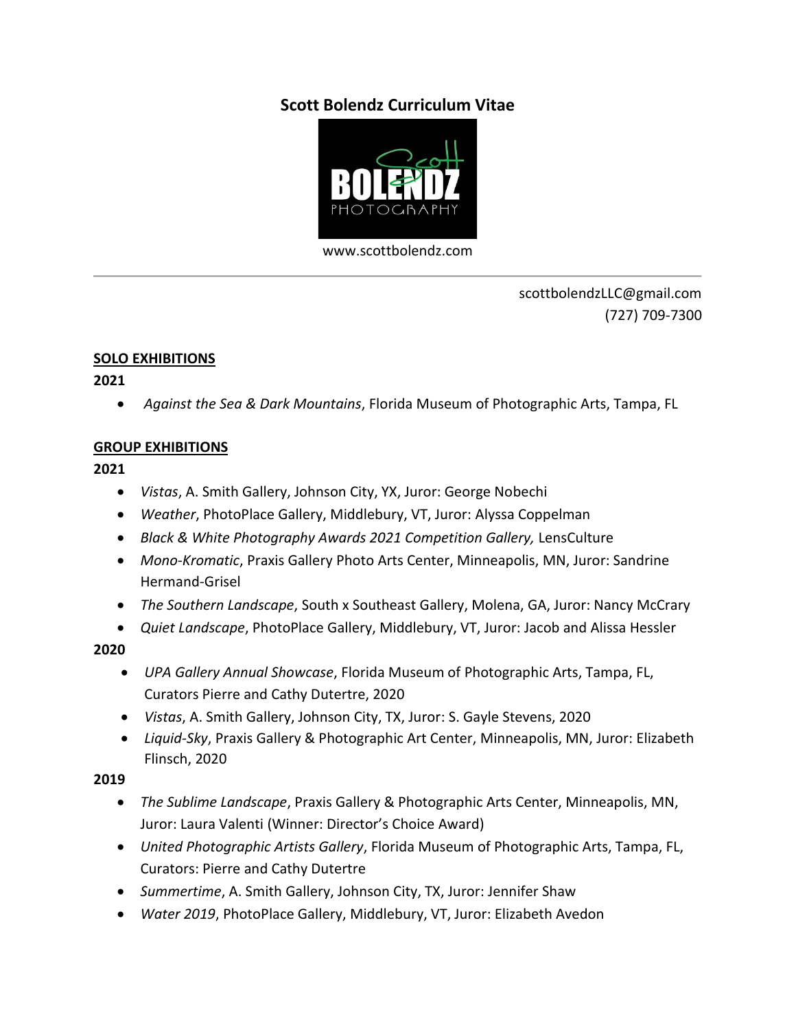# Scott Bolendz Curriculum Vitae

www.scottbolendz.com

---

scottbolendzLLC@gmail.com
(727) 709-7300

## SOLO EXHIBITIONS

**2021**

- *Against the Sea & Dark Mountains*, Florida Museum of Photographic Arts, Tampa, FL

## GROUP EXHIBITIONS

**2021**

- *Vistas*, A. Smith Gallery, Johnson City, YX, Juror: George Nobechi
- *Weather*, PhotoPlace Gallery, Middlebury, VT, Juror: Alyssa Coppelman
- *Black & White Photography Awards 2021 Competition Gallery,* LensCulture
- *Mono-Kromatic*, Praxis Gallery Photo Arts Center, Minneapolis, MN, Juror: Sandrine Hermand-Grisel
- *The Southern Landscape*, South x Southeast Gallery, Molena, GA, Juror: Nancy McCrary
- *Quiet Landscape*, PhotoPlace Gallery, Middlebury, VT, Juror: Jacob and Alissa Hessler

**2020**

- *UPA Gallery Annual Showcase*, Florida Museum of Photographic Arts, Tampa, FL, Curators Pierre and Cathy Dutertre, 2020
- *Vistas*, A. Smith Gallery, Johnson City, TX, Juror: S. Gayle Stevens, 2020
- *Liquid-Sky*, Praxis Gallery & Photographic Art Center, Minneapolis, MN, Juror: Elizabeth Flinsch, 2020

**2019**

- *The Sublime Landscape*, Praxis Gallery & Photographic Arts Center, Minneapolis, MN, Juror: Laura Valenti (Winner: Director's Choice Award)
- *United Photographic Artists Gallery*, Florida Museum of Photographic Arts, Tampa, FL, Curators: Pierre and Cathy Dutertre
- *Summertime*, A. Smith Gallery, Johnson City, TX, Juror: Jennifer Shaw
- *Water 2019*, PhotoPlace Gallery, Middlebury, VT, Juror: Elizabeth Avedon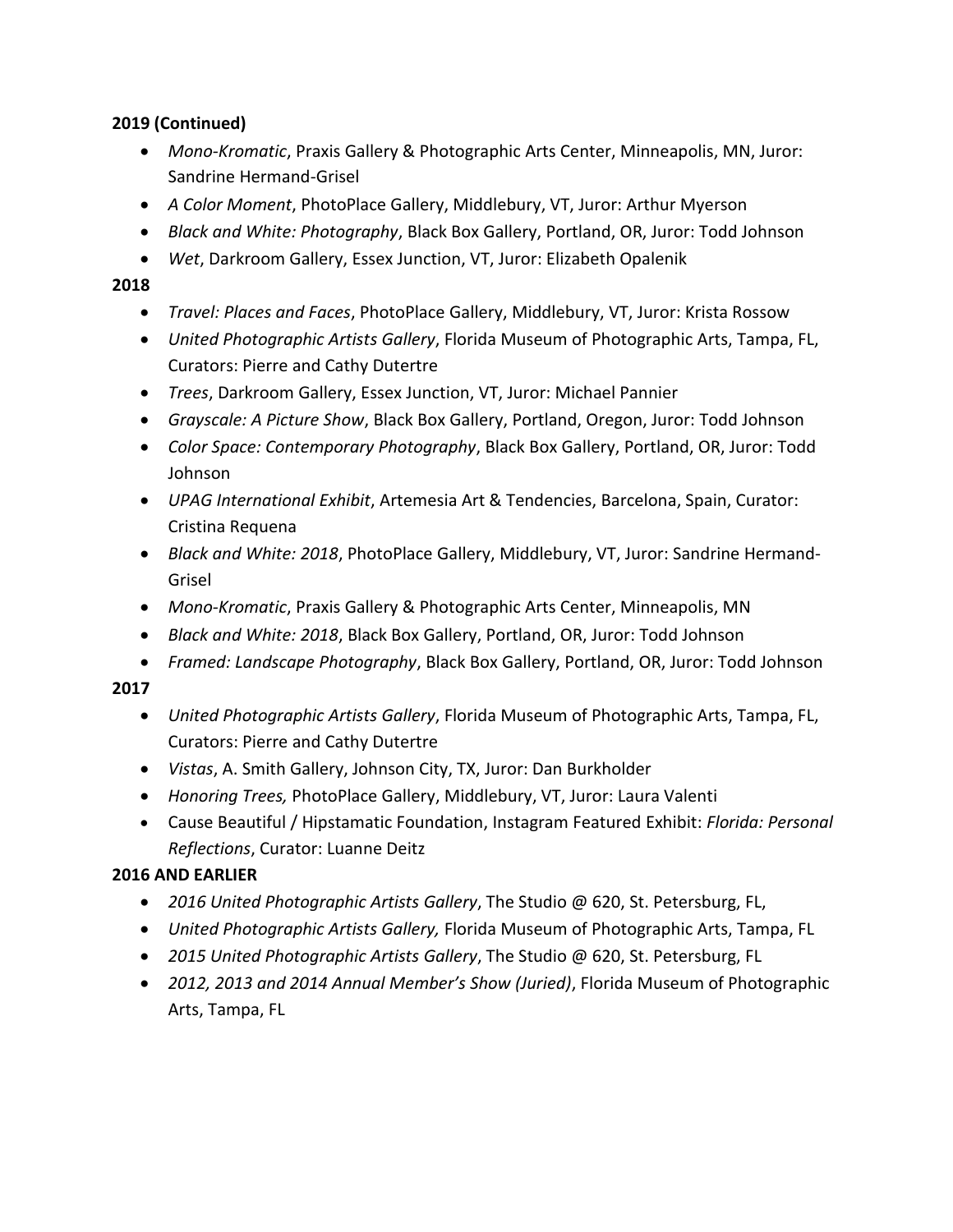**2019 (Continued)**

- *Mono-Kromatic*, Praxis Gallery & Photographic Arts Center, Minneapolis, MN, Juror: Sandrine Hermand-Grisel
- *A Color Moment*, PhotoPlace Gallery, Middlebury, VT, Juror: Arthur Myerson
- *Black and White: Photography*, Black Box Gallery, Portland, OR, Juror: Todd Johnson
- *Wet*, Darkroom Gallery, Essex Junction, VT, Juror: Elizabeth Opalenik

**2018**

- *Travel: Places and Faces*, PhotoPlace Gallery, Middlebury, VT, Juror: Krista Rossow
- *United Photographic Artists Gallery*, Florida Museum of Photographic Arts, Tampa, FL, Curators: Pierre and Cathy Dutertre
- *Trees*, Darkroom Gallery, Essex Junction, VT, Juror: Michael Pannier
- *Grayscale: A Picture Show*, Black Box Gallery, Portland, Oregon, Juror: Todd Johnson
- *Color Space: Contemporary Photography*, Black Box Gallery, Portland, OR, Juror: Todd Johnson
- *UPAG International Exhibit*, Artemesia Art & Tendencies, Barcelona, Spain, Curator: Cristina Requena
- *Black and White: 2018*, PhotoPlace Gallery, Middlebury, VT, Juror: Sandrine Hermand-Grisel
- *Mono-Kromatic*, Praxis Gallery & Photographic Arts Center, Minneapolis, MN
- *Black and White: 2018*, Black Box Gallery, Portland, OR, Juror: Todd Johnson
- *Framed: Landscape Photography*, Black Box Gallery, Portland, OR, Juror: Todd Johnson

**2017**

- *United Photographic Artists Gallery*, Florida Museum of Photographic Arts, Tampa, FL, Curators: Pierre and Cathy Dutertre
- *Vistas*, A. Smith Gallery, Johnson City, TX, Juror: Dan Burkholder
- *Honoring Trees,* PhotoPlace Gallery, Middlebury, VT, Juror: Laura Valenti
- Cause Beautiful / Hipstamatic Foundation, Instagram Featured Exhibit: *Florida: Personal Reflections*, Curator: Luanne Deitz

**2016 AND EARLIER**

- *2016 United Photographic Artists Gallery*, The Studio @ 620, St. Petersburg, FL,
- *United Photographic Artists Gallery,* Florida Museum of Photographic Arts, Tampa, FL
- *2015 United Photographic Artists Gallery*, The Studio @ 620, St. Petersburg, FL
- *2012, 2013 and 2014 Annual Member's Show (Juried)*, Florida Museum of Photographic Arts, Tampa, FL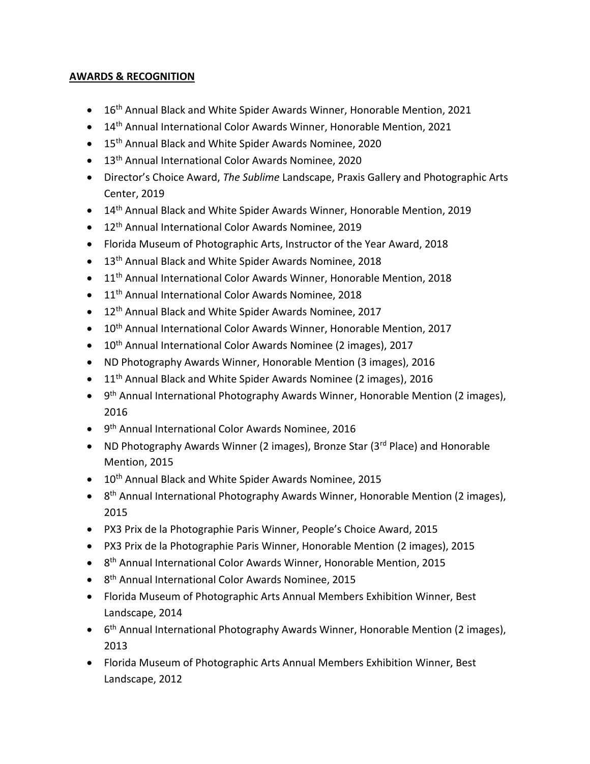**AWARDS & RECOGNITION**

- 16th Annual Black and White Spider Awards Winner, Honorable Mention, 2021
- 14th Annual International Color Awards Winner, Honorable Mention, 2021
- 15th Annual Black and White Spider Awards Nominee, 2020
- 13th Annual International Color Awards Nominee, 2020
- Director's Choice Award, *The Sublime* Landscape, Praxis Gallery and Photographic Arts Center, 2019
- 14th Annual Black and White Spider Awards Winner, Honorable Mention, 2019
- 12th Annual International Color Awards Nominee, 2019
- Florida Museum of Photographic Arts, Instructor of the Year Award, 2018
- 13th Annual Black and White Spider Awards Nominee, 2018
- 11th Annual International Color Awards Winner, Honorable Mention, 2018
- 11th Annual International Color Awards Nominee, 2018
- 12th Annual Black and White Spider Awards Nominee, 2017
- 10th Annual International Color Awards Winner, Honorable Mention, 2017
- 10th Annual International Color Awards Nominee (2 images), 2017
- ND Photography Awards Winner, Honorable Mention (3 images), 2016
- 11th Annual Black and White Spider Awards Nominee (2 images), 2016
- 9th Annual International Photography Awards Winner, Honorable Mention (2 images), 2016
- 9th Annual International Color Awards Nominee, 2016
- ND Photography Awards Winner (2 images), Bronze Star (3rd Place) and Honorable Mention, 2015
- 10th Annual Black and White Spider Awards Nominee, 2015
- 8th Annual International Photography Awards Winner, Honorable Mention (2 images), 2015
- PX3 Prix de la Photographie Paris Winner, People's Choice Award, 2015
- PX3 Prix de la Photographie Paris Winner, Honorable Mention (2 images), 2015
- 8th Annual International Color Awards Winner, Honorable Mention, 2015
- 8th Annual International Color Awards Nominee, 2015
- Florida Museum of Photographic Arts Annual Members Exhibition Winner, Best Landscape, 2014
- 6th Annual International Photography Awards Winner, Honorable Mention (2 images), 2013
- Florida Museum of Photographic Arts Annual Members Exhibition Winner, Best Landscape, 2012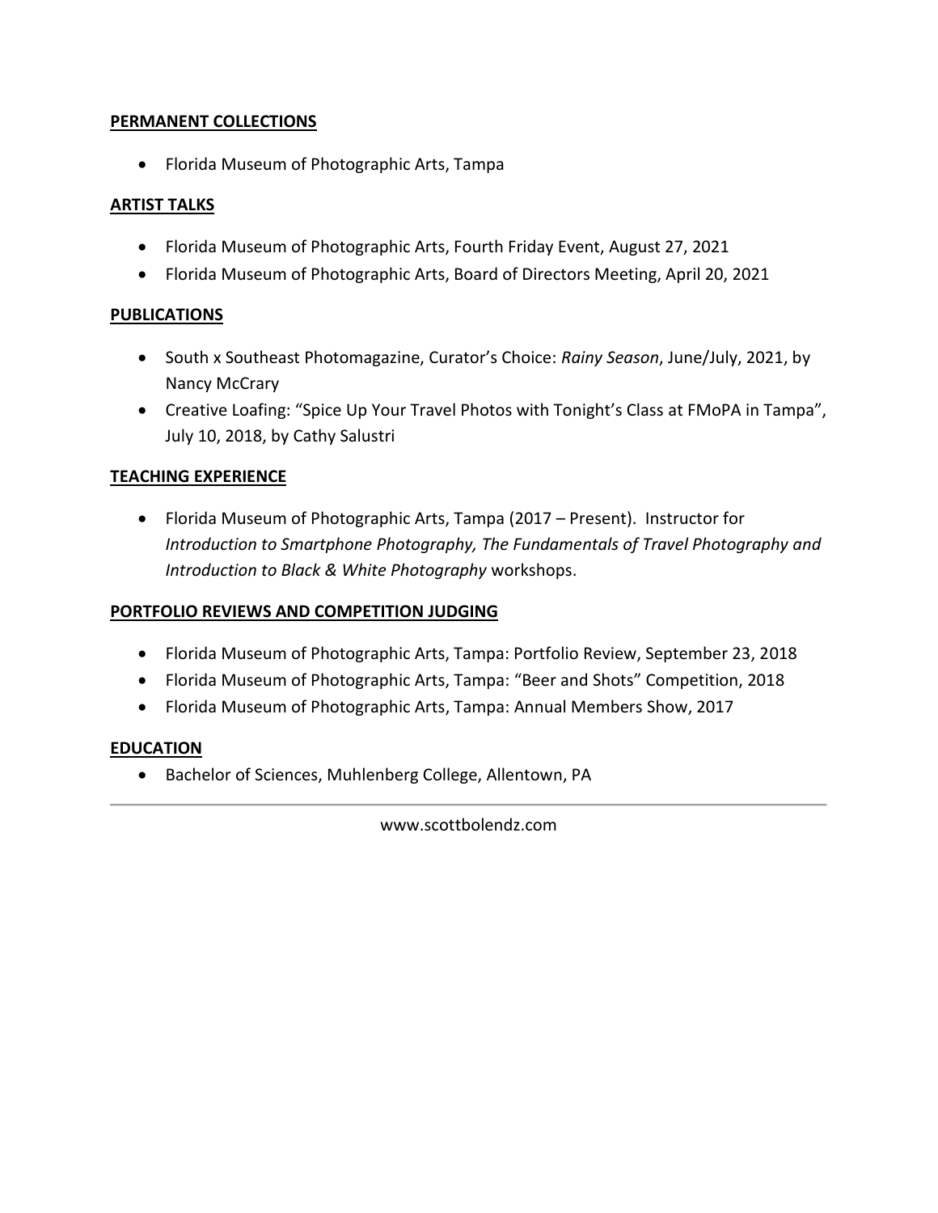**PERMANENT COLLECTIONS**

- Florida Museum of Photographic Arts, Tampa

**ARTIST TALKS**

- Florida Museum of Photographic Arts, Fourth Friday Event, August 27, 2021
- Florida Museum of Photographic Arts, Board of Directors Meeting, April 20, 2021

**PUBLICATIONS**

- South x Southeast Photomagazine, Curator's Choice: *Rainy Season*, June/July, 2021, by Nancy McCrary
- Creative Loafing: "Spice Up Your Travel Photos with Tonight's Class at FMoPA in Tampa", July 10, 2018, by Cathy Salustri

**TEACHING EXPERIENCE**

- Florida Museum of Photographic Arts, Tampa (2017 – Present). Instructor for *Introduction to Smartphone Photography, The Fundamentals of Travel Photography and Introduction to Black & White Photography* workshops.

**PORTFOLIO REVIEWS AND COMPETITION JUDGING**

- Florida Museum of Photographic Arts, Tampa: Portfolio Review, September 23, 2018
- Florida Museum of Photographic Arts, Tampa: "Beer and Shots" Competition, 2018
- Florida Museum of Photographic Arts, Tampa: Annual Members Show, 2017

**EDUCATION**

- Bachelor of Sciences, Muhlenberg College, Allentown, PA

---

www.scottbolendz.com